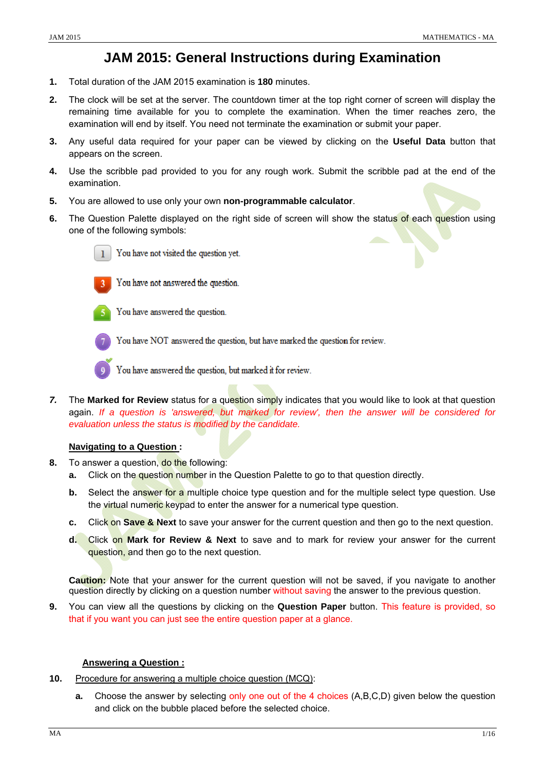# JAM 2015: General Instructions during Examination

1. Total duration of the JAM 2015 examination is **180** minutes.
2. The clock will be set at the server. The countdown timer at the top right corner of screen will display the remaining time available for you to complete the examination. When the timer reaches zero, the examination will end by itself. You need not terminate the examination or submit your paper.
3. Any useful data required for your paper can be viewed by clicking on the **Useful Data** button that appears on the screen.
4. Use the scribble pad provided to you for any rough work. Submit the scribble pad at the end of the examination.
5. You are allowed to use only your own **non-programmable calculator**.
6. The Question Palette displayed on the right side of screen will show the status of each question using one of the following symbols:

   - 1 — You have not visited the question yet.
   - 3 — You have not answered the question.
   - 5 — You have answered the question.
   - 7 — You have NOT answered the question, but have marked the question for review.
   - 9 — You have answered the question, but marked it for review.

7. The **Marked for Review** status for a question simply indicates that you would like to look at that question again. *If a question is 'answered, but marked for review', then the answer will be considered for evaluation unless the status is modified by the candidate.*

**Navigating to a Question :**

8. To answer a question, do the following:
   a. Click on the question number in the Question Palette to go to that question directly.
   b. Select the answer for a multiple choice type question and for the multiple select type question. Use the virtual numeric keypad to enter the answer for a numerical type question.
   c. Click on **Save & Next** to save your answer for the current question and then go to the next question.
   d. Click on **Mark for Review & Next** to save and to mark for review your answer for the current question, and then go to the next question.

**Caution:** Note that your answer for the current question will not be saved, if you navigate to another question directly by clicking on a question number without saving the answer to the previous question.

9. You can view all the questions by clicking on the **Question Paper** button. This feature is provided, so that if you want you can just see the entire question paper at a glance.

**Answering a Question :**

10. Procedure for answering a multiple choice question (MCQ):
    a. Choose the answer by selecting only one out of the 4 choices (A,B,C,D) given below the question and click on the bubble placed before the selected choice.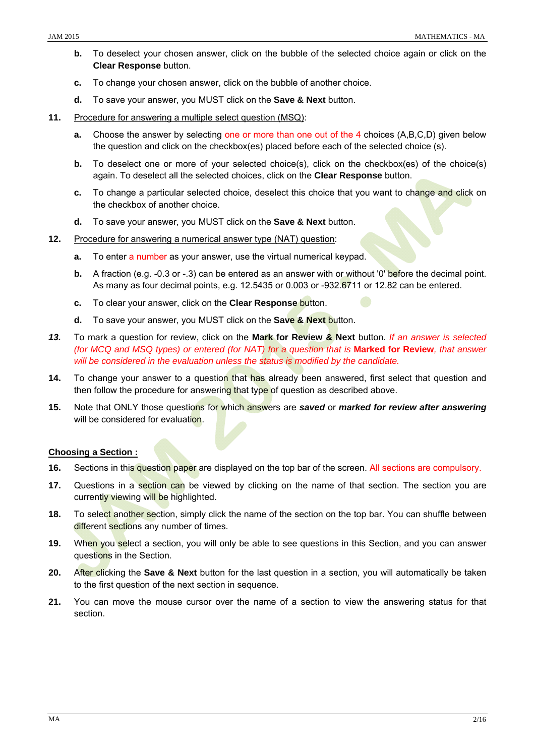b. To deselect your chosen answer, click on the bubble of the selected choice again or click on the **Clear Response** button.

   c. To change your chosen answer, click on the bubble of another choice.

   d. To save your answer, you MUST click on the **Save & Next** button.

**11.** <u>Procedure for answering a multiple select question (MSQ)</u>:

   a. Choose the answer by selecting one or more than one out of the 4 choices (A,B,C,D) given below the question and click on the checkbox(es) placed before each of the selected choice (s).

   b. To deselect one or more of your selected choice(s), click on the checkbox(es) of the choice(s) again. To deselect all the selected choices, click on the **Clear Response** button.

   c. To change a particular selected choice, deselect this choice that you want to change and click on the checkbox of another choice.

   d. To save your answer, you MUST click on the **Save & Next** button.

**12.** <u>Procedure for answering a numerical answer type (NAT) question</u>:

   a. To enter a number as your answer, use the virtual numerical keypad.

   b. A fraction (e.g. -0.3 or -.3) can be entered as an answer with or without '0' before the decimal point. As many as four decimal points, e.g. 12.5435 or 0.003 or -932.6711 or 12.82 can be entered.

   c. To clear your answer, click on the **Clear Response** button.

   d. To save your answer, you MUST click on the **Save & Next** button.

***13.*** To mark a question for review, click on the **Mark for Review & Next** button. *If an answer is selected (for MCQ and MSQ types) or entered (for NAT) for a question that is* ***Marked for Review****, that answer will be considered in the evaluation unless the status is modified by the candidate.*

**14.** To change your answer to a question that has already been answered, first select that question and then follow the procedure for answering that type of question as described above.

**15.** Note that ONLY those questions for which answers are ***saved*** or ***marked for review after answering*** will be considered for evaluation.

**<u>Choosing a Section :</u>**

**16.** Sections in this question paper are displayed on the top bar of the screen. All sections are compulsory.

**17.** Questions in a section can be viewed by clicking on the name of that section. The section you are currently viewing will be highlighted.

**18.** To select another section, simply click the name of the section on the top bar. You can shuffle between different sections any number of times.

**19.** When you select a section, you will only be able to see questions in this Section, and you can answer questions in the Section.

**20.** After clicking the **Save & Next** button for the last question in a section, you will automatically be taken to the first question of the next section in sequence.

**21.** You can move the mouse cursor over the name of a section to view the answering status for that section.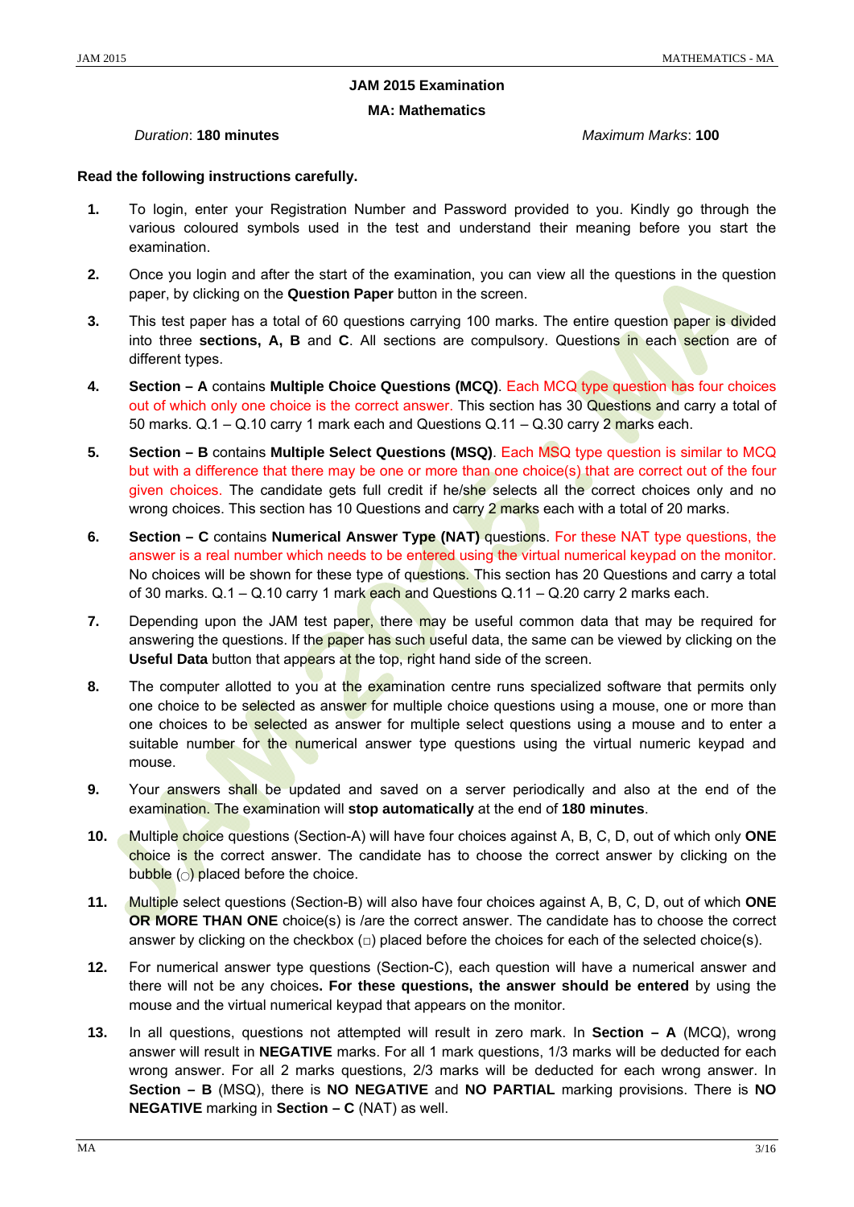# JAM 2015 Examination

## MA: Mathematics

*Duration*: **180 minutes** *Maximum Marks*: **100**

**Read the following instructions carefully.**

1. To login, enter your Registration Number and Password provided to you. Kindly go through the various coloured symbols used in the test and understand their meaning before you start the examination.
2. Once you login and after the start of the examination, you can view all the questions in the question paper, by clicking on the **Question Paper** button in the screen.
3. This test paper has a total of 60 questions carrying 100 marks. The entire question paper is divided into three **sections, A, B** and **C**. All sections are compulsory. Questions in each section are of different types.
4. **Section – A** contains **Multiple Choice Questions (MCQ)**. Each MCQ type question has four choices out of which only one choice is the correct answer. This section has 30 Questions and carry a total of 50 marks. Q.1 – Q.10 carry 1 mark each and Questions Q.11 – Q.30 carry 2 marks each.
5. **Section – B** contains **Multiple Select Questions (MSQ)**. Each MSQ type question is similar to MCQ but with a difference that there may be one or more than one choice(s) that are correct out of the four given choices. The candidate gets full credit if he/she selects all the correct choices only and no wrong choices. This section has 10 Questions and carry 2 marks each with a total of 20 marks.
6. **Section – C** contains **Numerical Answer Type (NAT)** questions. For these NAT type questions, the answer is a real number which needs to be entered using the virtual numerical keypad on the monitor. No choices will be shown for these type of questions. This section has 20 Questions and carry a total of 30 marks. Q.1 – Q.10 carry 1 mark each and Questions Q.11 – Q.20 carry 2 marks each.
7. Depending upon the JAM test paper, there may be useful common data that may be required for answering the questions. If the paper has such useful data, the same can be viewed by clicking on the **Useful Data** button that appears at the top, right hand side of the screen.
8. The computer allotted to you at the examination centre runs specialized software that permits only one choice to be selected as answer for multiple choice questions using a mouse, one or more than one choices to be selected as answer for multiple select questions using a mouse and to enter a suitable number for the numerical answer type questions using the virtual numeric keypad and mouse.
9. Your answers shall be updated and saved on a server periodically and also at the end of the examination. The examination will **stop automatically** at the end of **180 minutes**.
10. Multiple choice questions (Section-A) will have four choices against A, B, C, D, out of which only **ONE** choice is the correct answer. The candidate has to choose the correct answer by clicking on the bubble (○) placed before the choice.
11. Multiple select questions (Section-B) will also have four choices against A, B, C, D, out of which **ONE OR MORE THAN ONE** choice(s) is /are the correct answer. The candidate has to choose the correct answer by clicking on the checkbox (□) placed before the choices for each of the selected choice(s).
12. For numerical answer type questions (Section-C), each question will have a numerical answer and there will not be any choices**. For these questions, the answer should be entered** by using the mouse and the virtual numerical keypad that appears on the monitor.
13. In all questions, questions not attempted will result in zero mark. In **Section – A** (MCQ), wrong answer will result in **NEGATIVE** marks. For all 1 mark questions, 1/3 marks will be deducted for each wrong answer. For all 2 marks questions, 2/3 marks will be deducted for each wrong answer. In **Section – B** (MSQ), there is **NO NEGATIVE** and **NO PARTIAL** marking provisions. There is **NO NEGATIVE** marking in **Section – C** (NAT) as well.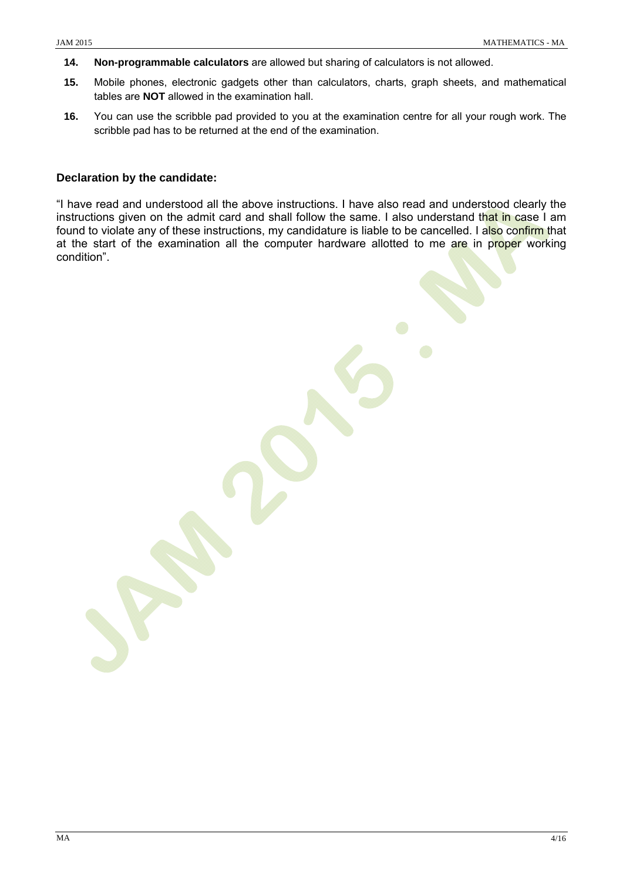14. **Non-programmable calculators** are allowed but sharing of calculators is not allowed.

15. Mobile phones, electronic gadgets other than calculators, charts, graph sheets, and mathematical tables are **NOT** allowed in the examination hall.

16. You can use the scribble pad provided to you at the examination centre for all your rough work. The scribble pad has to be returned at the end of the examination.

**Declaration by the candidate:**

"I have read and understood all the above instructions. I have also read and understood clearly the instructions given on the admit card and shall follow the same. I also understand that in case I am found to violate any of these instructions, my candidature is liable to be cancelled. I also confirm that at the start of the examination all the computer hardware allotted to me are in proper working condition".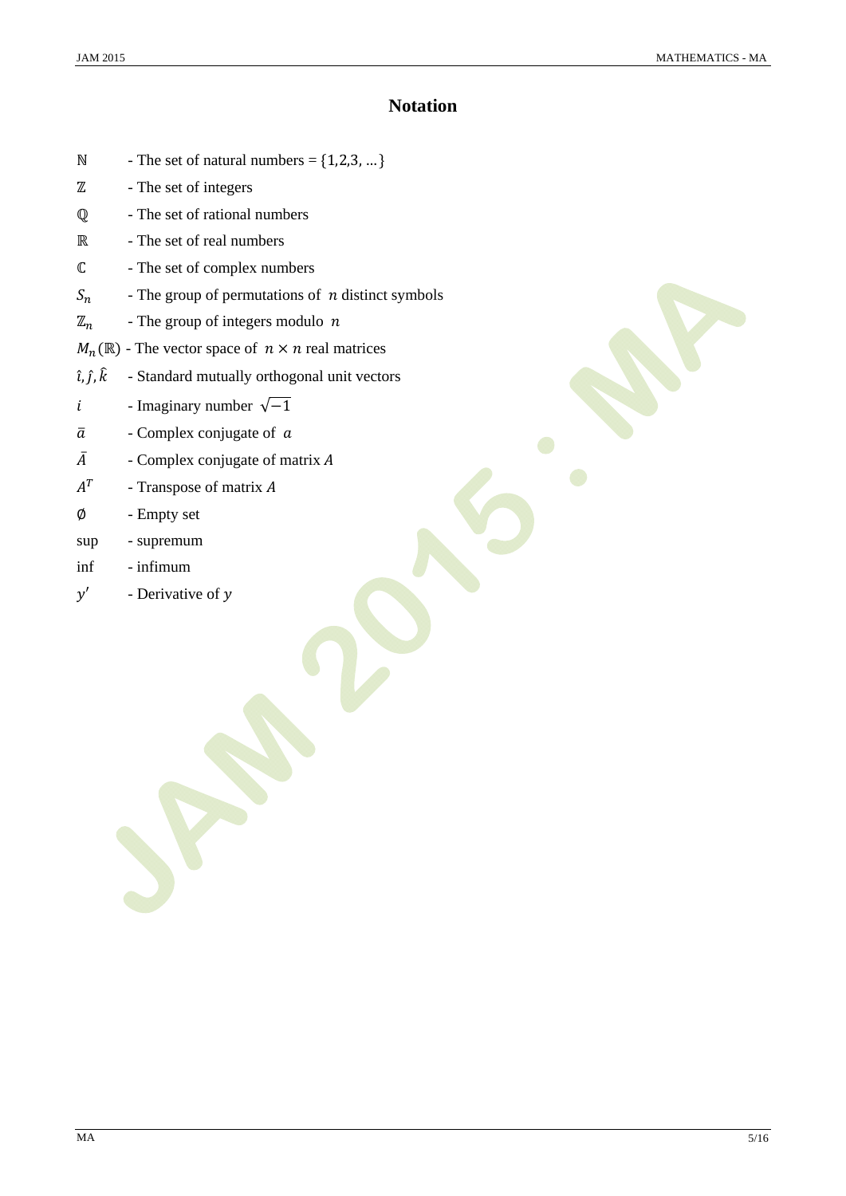# Notation

| | |
|---|---|
| $\mathbb{N}$ | - The set of natural numbers = $\{1,2,3,\ldots\}$ |
| $\mathbb{Z}$ | - The set of integers |
| $\mathbb{Q}$ | - The set of rational numbers |
| $\mathbb{R}$ | - The set of real numbers |
| $\mathbb{C}$ | - The set of complex numbers |
| $S_n$ | - The group of permutations of $n$ distinct symbols |
| $\mathbb{Z}_n$ | - The group of integers modulo $n$ |
| $M_n(\mathbb{R})$ | - The vector space of $n \times n$ real matrices |
| $\hat{\imath}, \hat{\jmath}, \hat{k}$ | - Standard mutually orthogonal unit vectors |
| $i$ | - Imaginary number $\sqrt{-1}$ |
| $\bar{a}$ | - Complex conjugate of $a$ |
| $\bar{A}$ | - Complex conjugate of matrix $A$ |
| $A^T$ | - Transpose of matrix $A$ |
| $\emptyset$ | - Empty set |
| sup | - supremum |
| inf | - infimum |
| $y'$ | - Derivative of $y$ |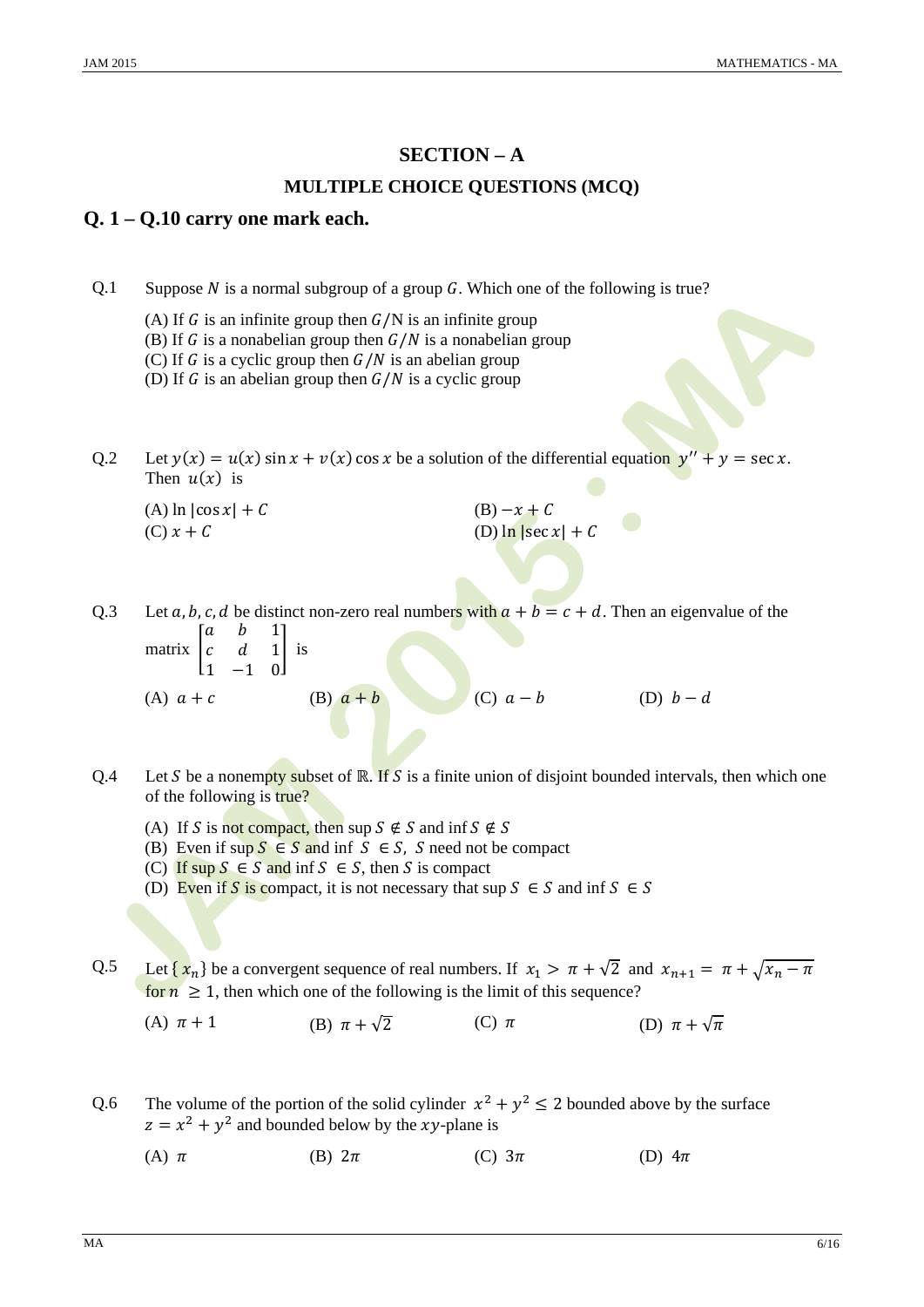## SECTION – A

### MULTIPLE CHOICE QUESTIONS (MCQ)

### Q. 1 – Q.10 carry one mark each.

Q.1 Suppose $N$ is a normal subgroup of a group $G$. Which one of the following is true?

(A) If $G$ is an infinite group then $G/N$ is an infinite group
(B) If $G$ is a nonabelian group then $G/N$ is a nonabelian group
(C) If $G$ is a cyclic group then $G/N$ is an abelian group
(D) If $G$ is an abelian group then $G/N$ is a cyclic group

Q.2 Let $y(x) = u(x)\sin x + v(x)\cos x$ be a solution of the differential equation $y'' + y = \sec x$. Then $u(x)$ is

(A) $\ln|\cos x| + C$
(B) $-x + C$
(C) $x + C$
(D) $\ln|\sec x| + C$

Q.3 Let $a, b, c, d$ be distinct non-zero real numbers with $a + b = c + d$. Then an eigenvalue of the matrix $\begin{bmatrix} a & b & 1 \\ c & d & 1 \\ 1 & -1 & 0 \end{bmatrix}$ is

(A) $a + c$
(B) $a + b$
(C) $a - b$
(D) $b - d$

Q.4 Let $S$ be a nonempty subset of $\mathbb{R}$. If $S$ is a finite union of disjoint bounded intervals, then which one of the following is true?

(A) If $S$ is not compact, then $\sup S \notin S$ and $\inf S \notin S$
(B) Even if $\sup S \in S$ and $\inf S \in S$, $S$ need not be compact
(C) If $\sup S \in S$ and $\inf S \in S$, then $S$ is compact
(D) Even if $S$ is compact, it is not necessary that $\sup S \in S$ and $\inf S \in S$

Q.5 Let $\{x_n\}$ be a convergent sequence of real numbers. If $x_1 > \pi + \sqrt{2}$ and $x_{n+1} = \pi + \sqrt{x_n - \pi}$ for $n \geq 1$, then which one of the following is the limit of this sequence?

(A) $\pi + 1$
(B) $\pi + \sqrt{2}$
(C) $\pi$
(D) $\pi + \sqrt{\pi}$

Q.6 The volume of the portion of the solid cylinder $x^2 + y^2 \leq 2$ bounded above by the surface $z = x^2 + y^2$ and bounded below by the $xy$-plane is

(A) $\pi$
(B) $2\pi$
(C) $3\pi$
(D) $4\pi$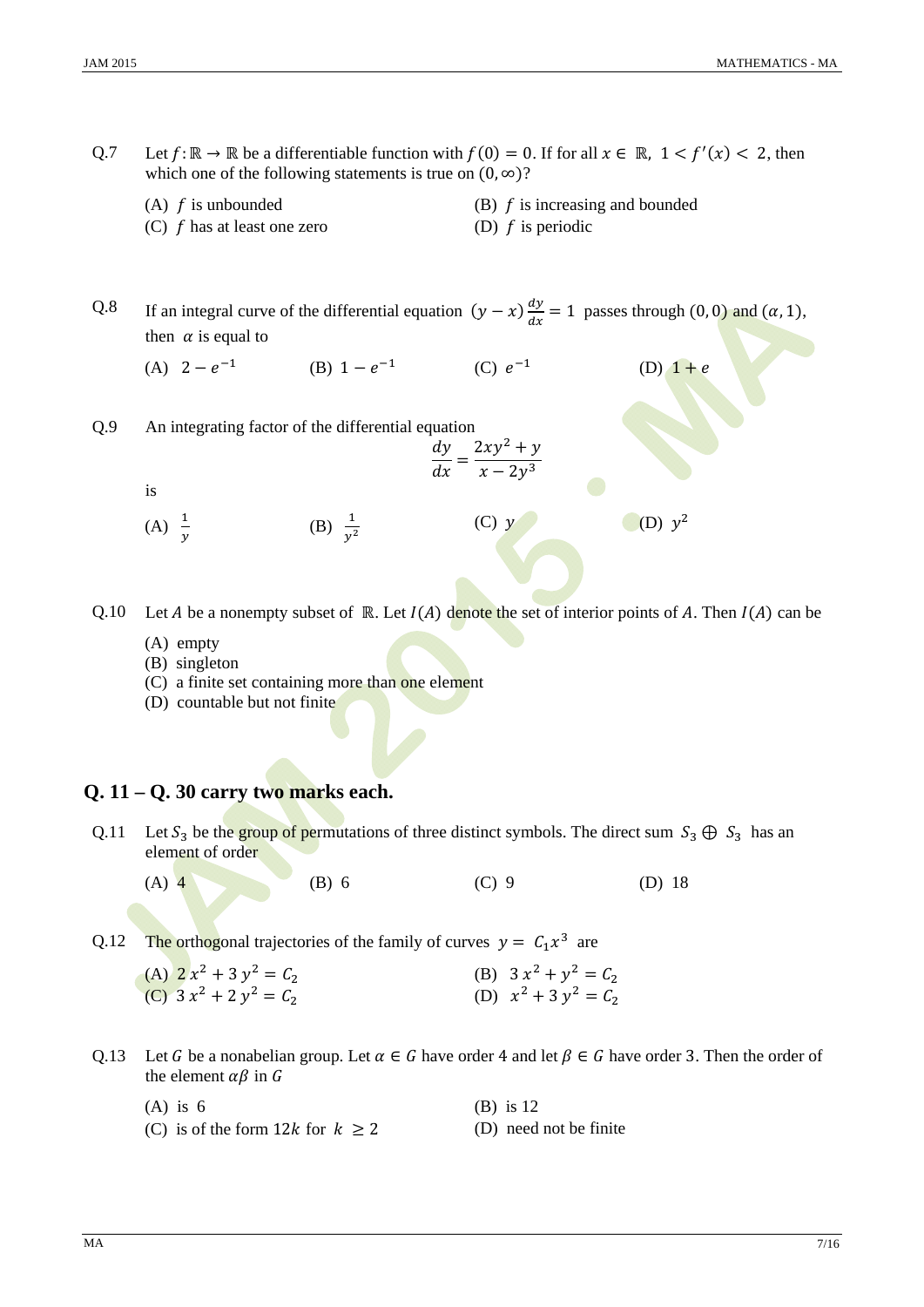Q.7 Let $f : \mathbb{R} \to \mathbb{R}$ be a differentiable function with $f(0) = 0$. If for all $x \in \mathbb{R}$, $1 < f'(x) < 2$, then which one of the following statements is true on $(0, \infty)$?

(A) $f$ is unbounded

(B) $f$ is increasing and bounded

(C) $f$ has at least one zero

(D) $f$ is periodic

Q.8 If an integral curve of the differential equation $(y - x)\frac{dy}{dx} = 1$ passes through $(0,0)$ and $(\alpha, 1)$, then $\alpha$ is equal to

(A) $2 - e^{-1}$

(B) $1 - e^{-1}$

(C) $e^{-1}$

(D) $1 + e$

Q.9 An integrating factor of the differential equation

$$\frac{dy}{dx} = \frac{2xy^2 + y}{x - 2y^3}$$

is

(A) $\frac{1}{y}$

(B) $\frac{1}{y^2}$

(C) $y$

(D) $y^2$

Q.10 Let $A$ be a nonempty subset of $\mathbb{R}$. Let $I(A)$ denote the set of interior points of $A$. Then $I(A)$ can be

(A) empty

(B) singleton

(C) a finite set containing more than one element

(D) countable but not finite

## Q. 11 – Q. 30 carry two marks each.

Q.11 Let $S_3$ be the group of permutations of three distinct symbols. The direct sum $S_3 \oplus S_3$ has an element of order

(A) 4

(B) 6

(C) 9

(D) 18

Q.12 The orthogonal trajectories of the family of curves $y = C_1 x^3$ are

(A) $2\,x^2 + 3\,y^2 = C_2$

(B) $3\,x^2 + y^2 = C_2$

(C) $3\,x^2 + 2\,y^2 = C_2$

(D) $x^2 + 3\,y^2 = C_2$

Q.13 Let $G$ be a nonabelian group. Let $\alpha \in G$ have order 4 and let $\beta \in G$ have order 3. Then the order of the element $\alpha\beta$ in $G$

(A) is 6

(B) is 12

(C) is of the form $12k$ for $k \geq 2$

(D) need not be finite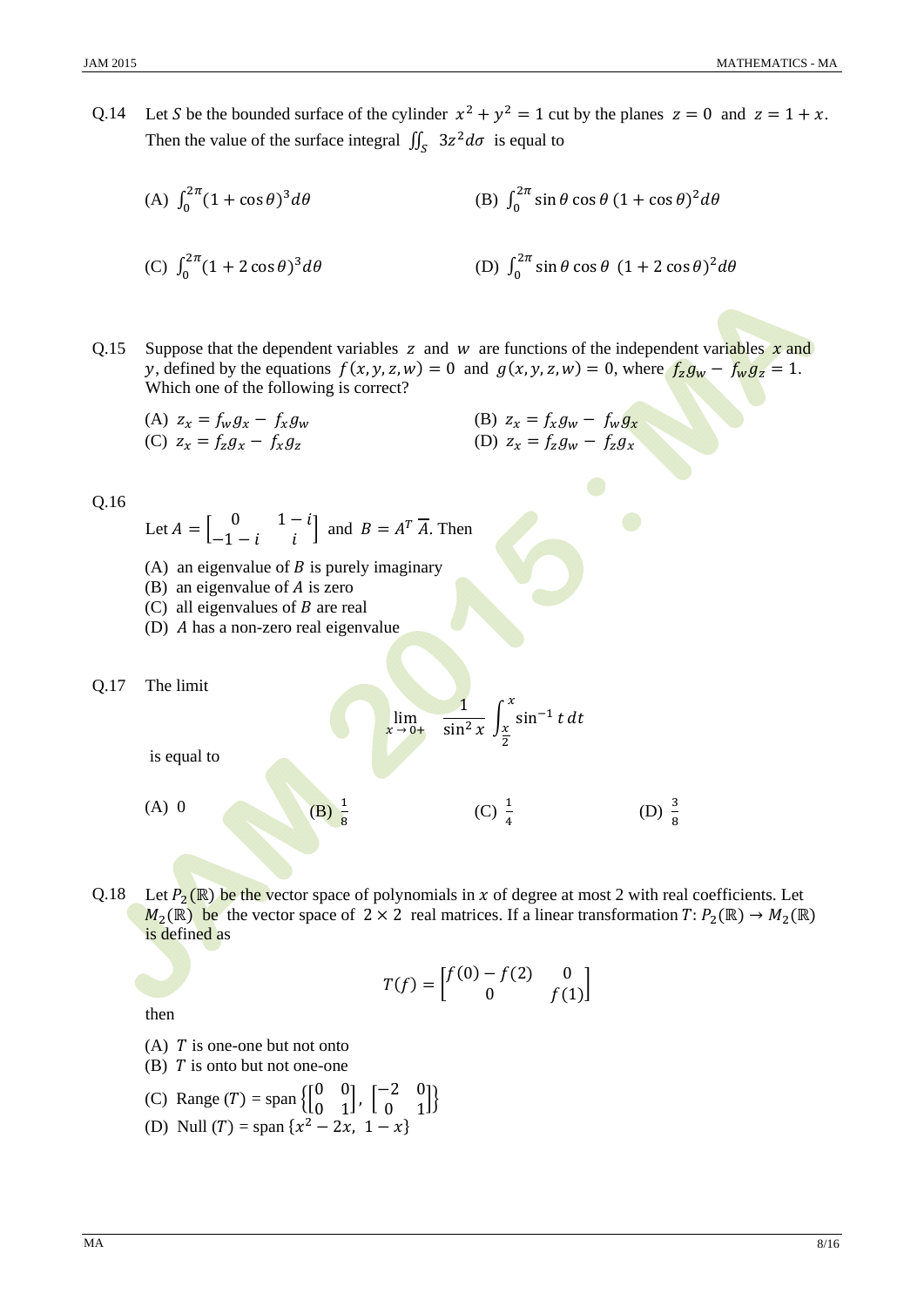Q.14 Let $S$ be the bounded surface of the cylinder $x^2 + y^2 = 1$ cut by the planes $z = 0$ and $z = 1 + x$. Then the value of the surface integral $\iint_S 3z^2 d\sigma$ is equal to

(A) $\int_0^{2\pi} (1 + \cos\theta)^3 d\theta$

(B) $\int_0^{2\pi} \sin\theta \cos\theta\, (1 + \cos\theta)^2 d\theta$

(C) $\int_0^{2\pi} (1 + 2\cos\theta)^3 d\theta$

(D) $\int_0^{2\pi} \sin\theta \cos\theta\, (1 + 2\cos\theta)^2 d\theta$

Q.15 Suppose that the dependent variables $z$ and $w$ are functions of the independent variables $x$ and $y$, defined by the equations $f(x, y, z, w) = 0$ and $g(x, y, z, w) = 0$, where $f_z g_w - f_w g_z = 1$. Which one of the following is correct?

(A) $z_x = f_w g_x - f_x g_w$

(B) $z_x = f_x g_w - f_w g_x$

(C) $z_x = f_z g_x - f_x g_z$

(D) $z_x = f_z g_w - f_z g_x$

Q.16 Let $A = \begin{bmatrix} 0 & 1-i \\ -1-i & i \end{bmatrix}$ and $B = A^T \overline{A}$. Then

(A) an eigenvalue of $B$ is purely imaginary

(B) an eigenvalue of $A$ is zero

(C) all eigenvalues of $B$ are real

(D) $A$ has a non-zero real eigenvalue

Q.17 The limit

$$\lim_{x \to 0+} \frac{1}{\sin^2 x} \int_{\frac{x}{2}}^{x} \sin^{-1} t \, dt$$

is equal to

(A) $0$

(B) $\frac{1}{8}$

(C) $\frac{1}{4}$

(D) $\frac{3}{8}$

Q.18 Let $P_2(\mathbb{R})$ be the vector space of polynomials in $x$ of degree at most 2 with real coefficients. Let $M_2(\mathbb{R})$ be the vector space of $2 \times 2$ real matrices. If a linear transformation $T: P_2(\mathbb{R}) \to M_2(\mathbb{R})$ is defined as

$$T(f) = \begin{bmatrix} f(0) - f(2) & 0 \\ 0 & f(1) \end{bmatrix}$$

then

(A) $T$ is one-one but not onto

(B) $T$ is onto but not one-one

(C) Range $(T)$ = span $\left\{ \begin{bmatrix} 0 & 0 \\ 0 & 1 \end{bmatrix}, \begin{bmatrix} -2 & 0 \\ 0 & 1 \end{bmatrix} \right\}$

(D) Null $(T)$ = span $\{x^2 - 2x,\ 1 - x\}$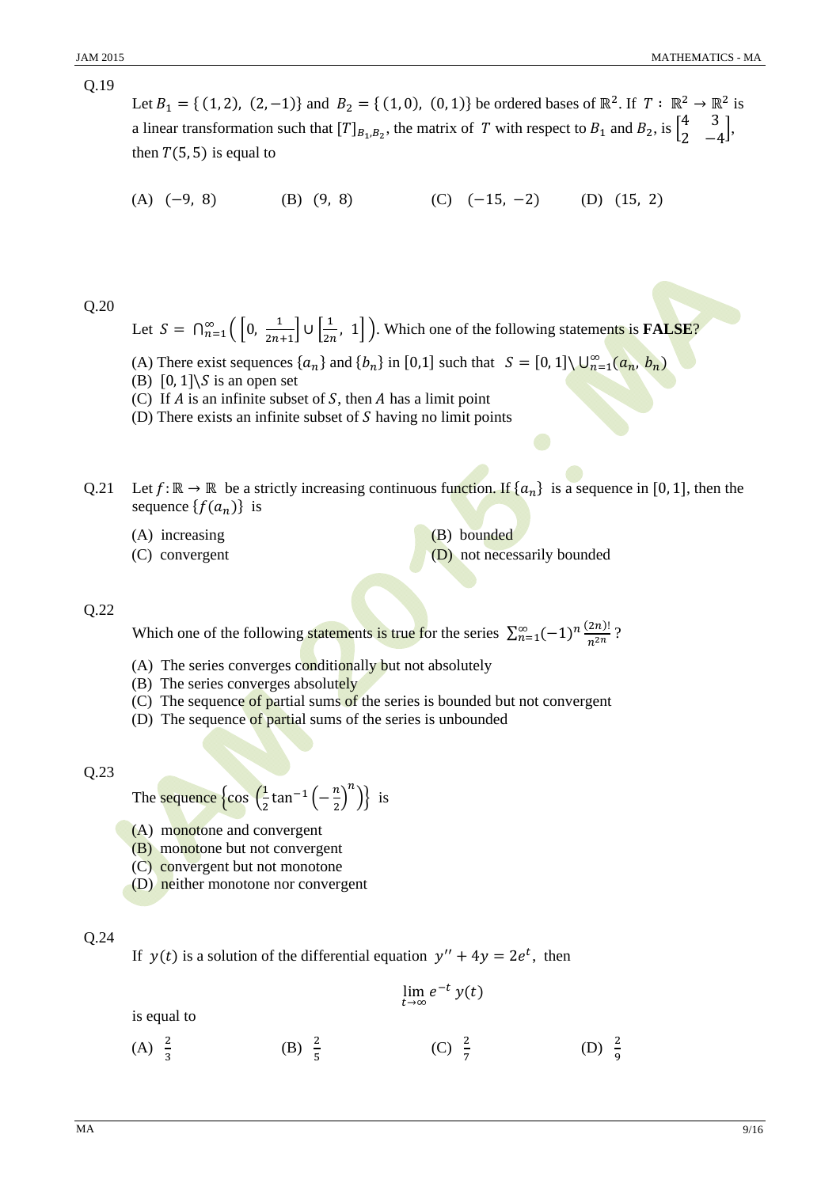Q.19

Let $B_1 = \{(1,2),\ (2,-1)\}$ and $B_2 = \{(1,0),\ (0,1)\}$ be ordered bases of $\mathbb{R}^2$. If $T : \mathbb{R}^2 \to \mathbb{R}^2$ is a linear transformation such that $[T]_{B_1,B_2}$, the matrix of $T$ with respect to $B_1$ and $B_2$, is $\begin{bmatrix} 4 & 3 \\ 2 & -4 \end{bmatrix}$, then $T(5,5)$ is equal to

(A) $(-9,\ 8)$ (B) $(9,\ 8)$ (C) $(-15,\ -2)$ (D) $(15,\ 2)$

Q.20

Let $S = \bigcap_{n=1}^{\infty}\left(\left[0,\ \frac{1}{2n+1}\right] \cup \left[\frac{1}{2n},\ 1\right]\right)$. Which one of the following statements is **FALSE**?

(A) There exist sequences $\{a_n\}$ and $\{b_n\}$ in [0,1] such that $S = [0,1] \setminus \bigcup_{n=1}^{\infty}(a_n,\ b_n)$
(B) $[0,1]\setminus S$ is an open set
(C) If $A$ is an infinite subset of $S$, then $A$ has a limit point
(D) There exists an infinite subset of $S$ having no limit points

Q.21 Let $f : \mathbb{R} \to \mathbb{R}$ be a strictly increasing continuous function. If $\{a_n\}$ is a sequence in $[0,1]$, then the sequence $\{f(a_n)\}$ is

(A) increasing
(B) bounded
(C) convergent
(D) not necessarily bounded

Q.22

Which one of the following statements is true for the series $\sum_{n=1}^{\infty}(-1)^n \frac{(2n)!}{n^{2n}}$?

(A) The series converges conditionally but not absolutely
(B) The series converges absolutely
(C) The sequence of partial sums of the series is bounded but not convergent
(D) The sequence of partial sums of the series is unbounded

Q.23

The sequence $\left\{\cos\left(\frac{1}{2}\tan^{-1}\left(-\frac{n}{2}\right)^n\right)\right\}$ is

(A) monotone and convergent
(B) monotone but not convergent
(C) convergent but not monotone
(D) neither monotone nor convergent

Q.24

If $y(t)$ is a solution of the differential equation $y'' + 4y = 2e^t$, then

$$\lim_{t\to\infty} e^{-t}\, y(t)$$

is equal to

(A) $\frac{2}{3}$ (B) $\frac{2}{5}$ (C) $\frac{2}{7}$ (D) $\frac{2}{9}$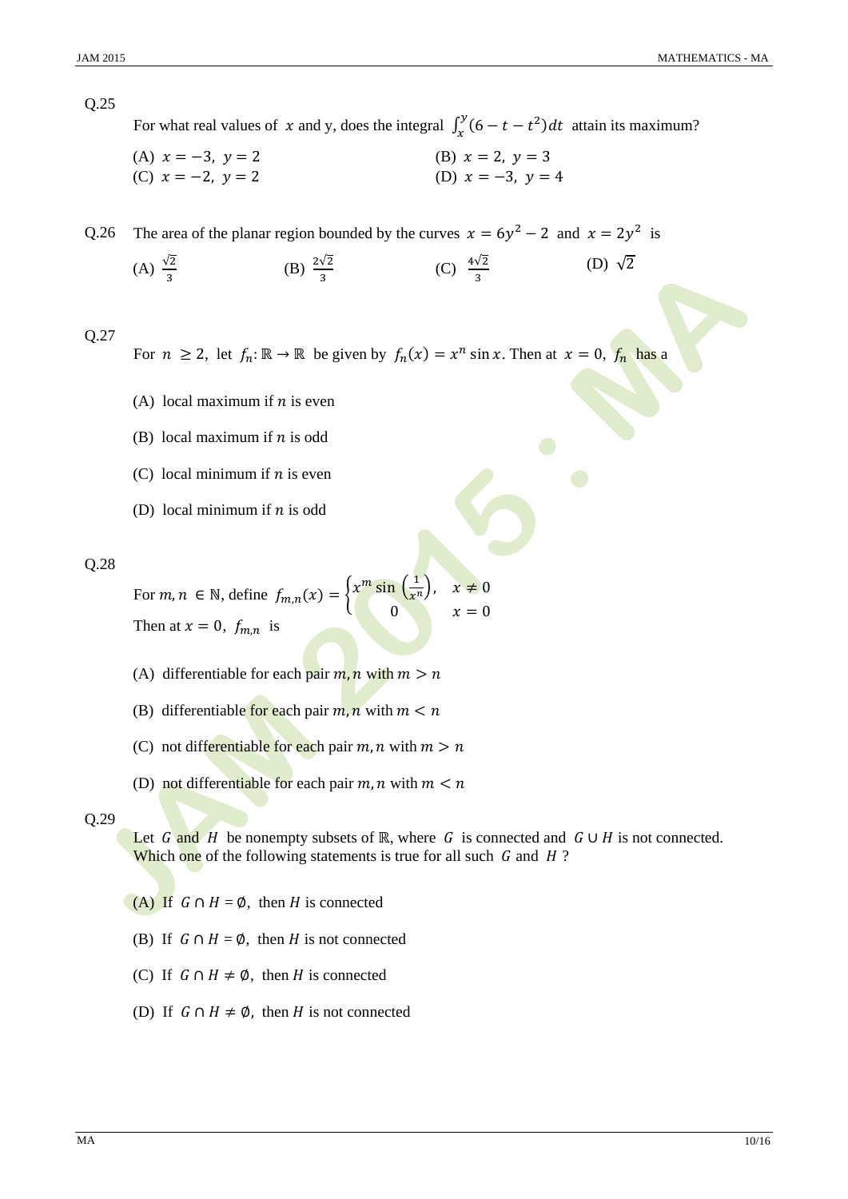Q.25 For what real values of $x$ and y, does the integral $\int_x^y (6 - t - t^2)dt$ attain its maximum?

(A) $x = -3,\ y = 2$ (B) $x = 2,\ y = 3$

(C) $x = -2,\ y = 2$ (D) $x = -3,\ y = 4$

Q.26 The area of the planar region bounded by the curves $x = 6y^2 - 2$ and $x = 2y^2$ is

(A) $\frac{\sqrt{2}}{3}$ (B) $\frac{2\sqrt{2}}{3}$ (C) $\frac{4\sqrt{2}}{3}$ (D) $\sqrt{2}$

Q.27 For $n \geq 2$, let $f_n : \mathbb{R} \to \mathbb{R}$ be given by $f_n(x) = x^n \sin x$. Then at $x = 0$, $f_n$ has a

(A) local maximum if $n$ is even

(B) local maximum if $n$ is odd

(C) local minimum if $n$ is even

(D) local minimum if $n$ is odd

Q.28 For $m, n \in \mathbb{N}$, define $f_{m,n}(x) = \begin{cases} x^m \sin\left(\frac{1}{x^n}\right), & x \neq 0 \\ 0 & x = 0 \end{cases}$

Then at $x = 0$, $f_{m,n}$ is

(A) differentiable for each pair $m, n$ with $m > n$

(B) differentiable for each pair $m, n$ with $m < n$

(C) not differentiable for each pair $m, n$ with $m > n$

(D) not differentiable for each pair $m, n$ with $m < n$

Q.29 Let $G$ and $H$ be nonempty subsets of $\mathbb{R}$, where $G$ is connected and $G \cup H$ is not connected. Which one of the following statements is true for all such $G$ and $H$ ?

(A) If $G \cap H = \emptyset$, then $H$ is connected

(B) If $G \cap H = \emptyset$, then $H$ is not connected

(C) If $G \cap H \neq \emptyset$, then $H$ is connected

(D) If $G \cap H \neq \emptyset$, then $H$ is not connected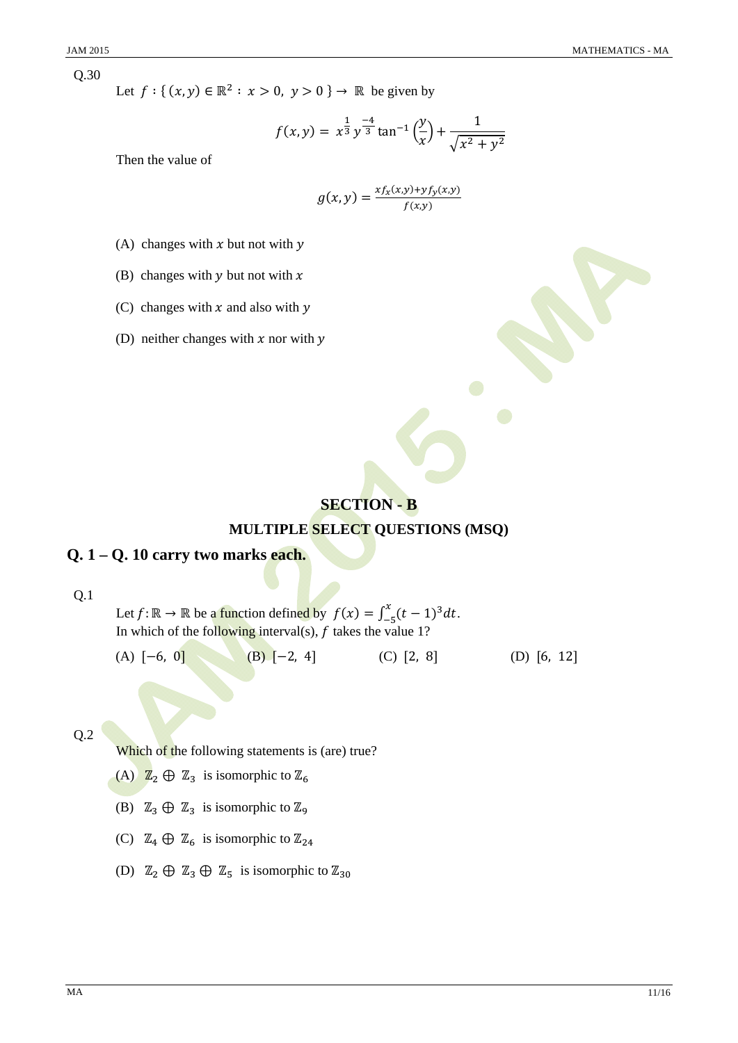Q.30

Let $f : \{ (x,y) \in \mathbb{R}^2 : x > 0,\ y > 0 \} \to \mathbb{R}$ be given by

$$f(x,y) = x^{\frac{1}{3}} y^{\frac{-4}{3}} \tan^{-1}\left(\frac{y}{x}\right) + \frac{1}{\sqrt{x^2 + y^2}}$$

Then the value of

$$g(x,y) = \frac{x f_x(x,y) + y f_y(x,y)}{f(x,y)}$$

(A) changes with $x$ but not with $y$

(B) changes with $y$ but not with $x$

(C) changes with $x$ and also with $y$

(D) neither changes with $x$ nor with $y$

## SECTION - B

## MULTIPLE SELECT QUESTIONS (MSQ)

### Q. 1 – Q. 10 carry two marks each.

Q.1

Let $f : \mathbb{R} \to \mathbb{R}$ be a function defined by $f(x) = \int_{-5}^{x} (t-1)^3 dt$.
In which of the following interval(s), $f$ takes the value 1?

(A) $[-6,\ 0]$ (B) $[-2,\ 4]$ (C) $[2,\ 8]$ (D) $[6,\ 12]$

Q.2

Which of the following statements is (are) true?

(A) $\mathbb{Z}_2 \oplus \mathbb{Z}_3$ is isomorphic to $\mathbb{Z}_6$

(B) $\mathbb{Z}_3 \oplus \mathbb{Z}_3$ is isomorphic to $\mathbb{Z}_9$

(C) $\mathbb{Z}_4 \oplus \mathbb{Z}_6$ is isomorphic to $\mathbb{Z}_{24}$

(D) $\mathbb{Z}_2 \oplus \mathbb{Z}_3 \oplus \mathbb{Z}_5$ is isomorphic to $\mathbb{Z}_{30}$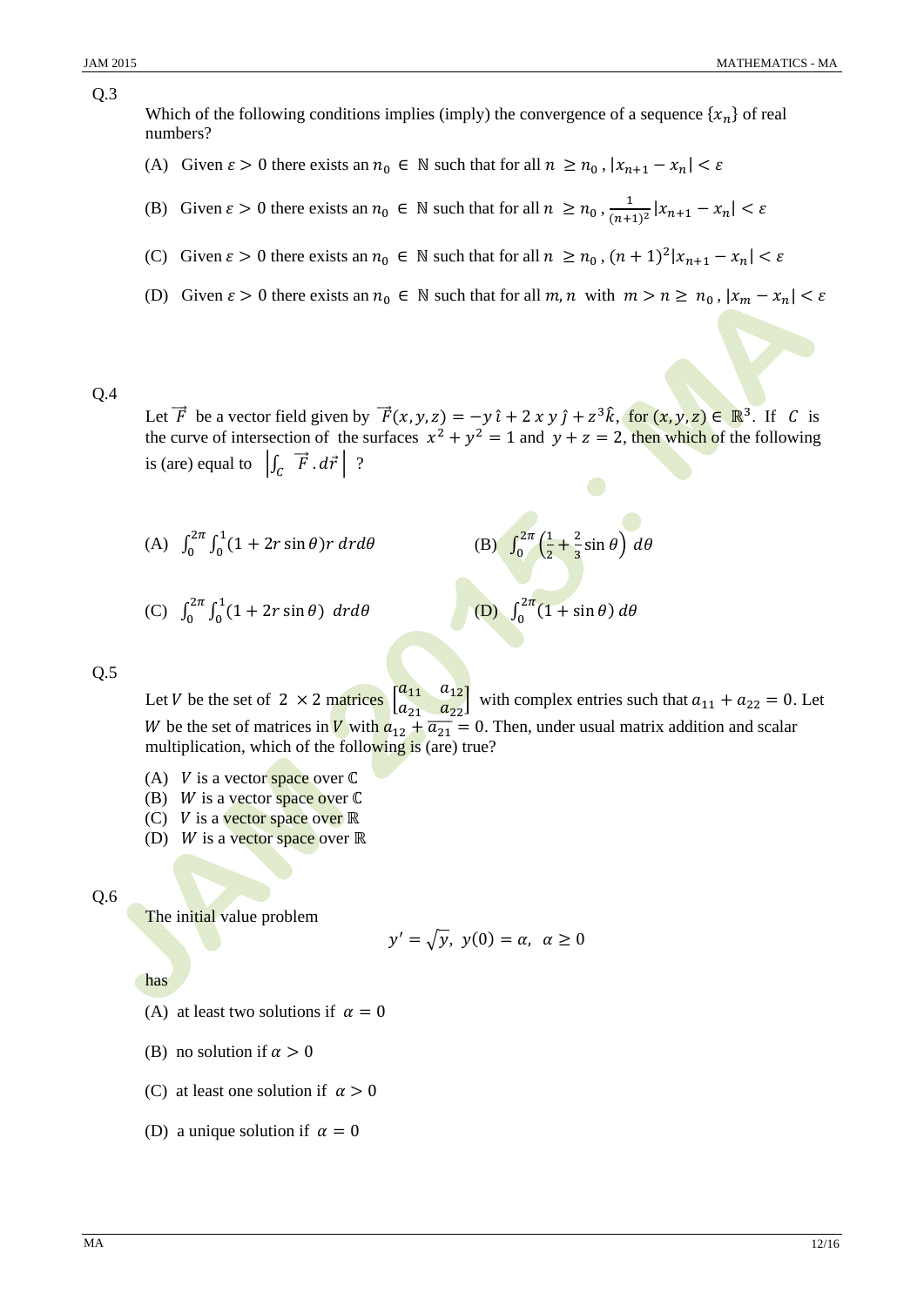Q.3

Which of the following conditions implies (imply) the convergence of a sequence $\{x_n\}$ of real numbers?

(A) Given $\varepsilon > 0$ there exists an $n_0 \in \mathbb{N}$ such that for all $n \geq n_0$, $|x_{n+1} - x_n| < \varepsilon$

(B) Given $\varepsilon > 0$ there exists an $n_0 \in \mathbb{N}$ such that for all $n \geq n_0$, $\frac{1}{(n+1)^2}|x_{n+1} - x_n| < \varepsilon$

(C) Given $\varepsilon > 0$ there exists an $n_0 \in \mathbb{N}$ such that for all $n \geq n_0$, $(n+1)^2|x_{n+1} - x_n| < \varepsilon$

(D) Given $\varepsilon > 0$ there exists an $n_0 \in \mathbb{N}$ such that for all $m, n$ with $m > n \geq n_0$, $|x_m - x_n| < \varepsilon$

Q.4

Let $\vec{F}$ be a vector field given by $\vec{F}(x, y, z) = -y\,\hat{\imath} + 2\,x\,y\,\hat{\jmath} + z^3\hat{k}$, for $(x, y, z) \in \mathbb{R}^3$. If $C$ is the curve of intersection of the surfaces $x^2 + y^2 = 1$ and $y + z = 2$, then which of the following is (are) equal to $\left|\int_C \vec{F} \cdot d\vec{r}\right|$ ?

(A) $\int_0^{2\pi}\int_0^1 (1 + 2r\sin\theta) r\, dr d\theta$

(B) $\int_0^{2\pi}\left(\frac{1}{2} + \frac{2}{3}\sin\theta\right) d\theta$

(C) $\int_0^{2\pi}\int_0^1 (1 + 2r\sin\theta)\, dr d\theta$

(D) $\int_0^{2\pi}(1 + \sin\theta)\, d\theta$

Q.5

Let $V$ be the set of $2 \times 2$ matrices $\begin{bmatrix} a_{11} & a_{12} \\ a_{21} & a_{22} \end{bmatrix}$ with complex entries such that $a_{11} + a_{22} = 0$. Let $W$ be the set of matrices in $V$ with $a_{12} + \overline{a_{21}} = 0$. Then, under usual matrix addition and scalar multiplication, which of the following is (are) true?

(A) $V$ is a vector space over $\mathbb{C}$
(B) $W$ is a vector space over $\mathbb{C}$
(C) $V$ is a vector space over $\mathbb{R}$
(D) $W$ is a vector space over $\mathbb{R}$

Q.6

The initial value problem

$$y' = \sqrt{y},\ y(0) = \alpha,\ \ \alpha \geq 0$$

has

(A) at least two solutions if $\alpha = 0$

(B) no solution if $\alpha > 0$

(C) at least one solution if $\alpha > 0$

(D) a unique solution if $\alpha = 0$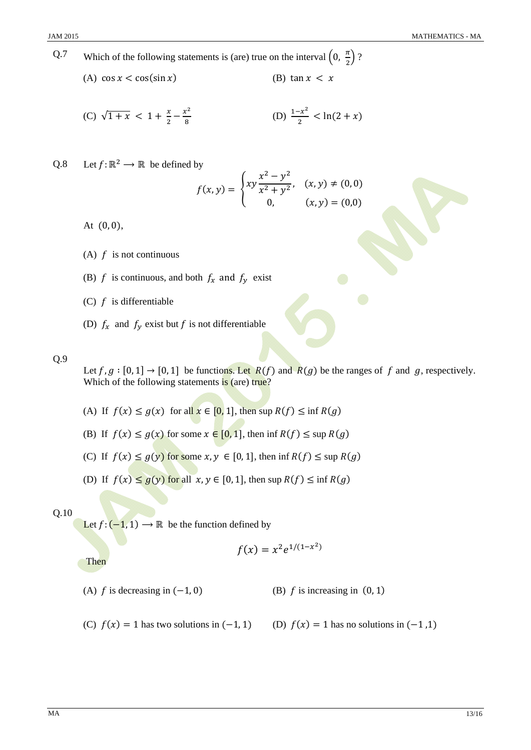Q.7 Which of the following statements is (are) true on the interval $\left(0, \frac{\pi}{2}\right)$ ?

(A) $\cos x < \cos(\sin x)$

(B) $\tan x < x$

(C) $\sqrt{1+x} < 1 + \frac{x}{2} - \frac{x^2}{8}$

(D) $\frac{1-x^2}{2} < \ln(2+x)$

Q.8 Let $f : \mathbb{R}^2 \longrightarrow \mathbb{R}$ be defined by

$$f(x,y) = \begin{cases} xy\dfrac{x^2-y^2}{x^2+y^2}, & (x,y) \neq (0,0) \\ 0, & (x,y) = (0,0) \end{cases}$$

At $(0,0)$,

(A) $f$ is not continuous

(B) $f$ is continuous, and both $f_x$ and $f_y$ exist

(C) $f$ is differentiable

(D) $f_x$ and $f_y$ exist but $f$ is not differentiable

Q.9

Let $f, g : [0,1] \to [0,1]$ be functions. Let $R(f)$ and $R(g)$ be the ranges of $f$ and $g$, respectively. Which of the following statements is (are) true?

(A) If $f(x) \leq g(x)$ for all $x \in [0,1]$, then $\sup R(f) \leq \inf R(g)$

(B) If $f(x) \leq g(x)$ for some $x \in [0,1]$, then $\inf R(f) \leq \sup R(g)$

(C) If $f(x) \leq g(y)$ for some $x, y \in [0,1]$, then $\inf R(f) \leq \sup R(g)$

(D) If $f(x) \leq g(y)$ for all $x, y \in [0,1]$, then $\sup R(f) \leq \inf R(g)$

Q.10

Let $f : (-1,1) \longrightarrow \mathbb{R}$ be the function defined by

$$f(x) = x^2 e^{1/(1-x^2)}$$

Then

(A) $f$ is decreasing in $(-1,0)$

(B) $f$ is increasing in $(0,1)$

(C) $f(x) = 1$ has two solutions in $(-1,1)$

(D) $f(x) = 1$ has no solutions in $(-1,1)$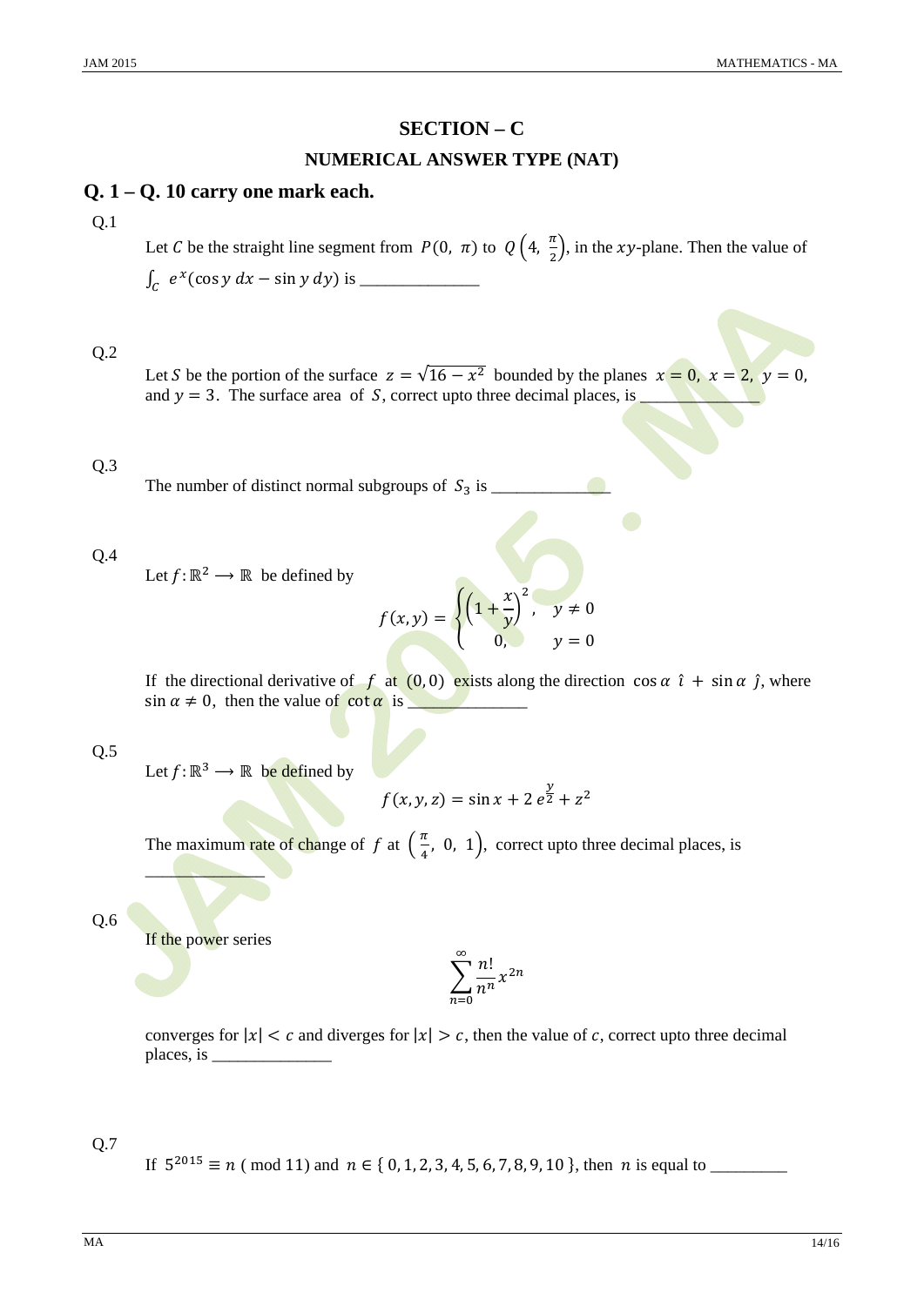## SECTION – C

## NUMERICAL ANSWER TYPE (NAT)

## Q. 1 – Q. 10 carry one mark each.

Q.1

Let $C$ be the straight line segment from $P(0, \pi)$ to $Q\left(4, \frac{\pi}{2}\right)$, in the $xy$-plane. Then the value of $\int_C e^x(\cos y\, dx - \sin y\, dy)$ is ______________

Q.2

Let $S$ be the portion of the surface $z = \sqrt{16 - x^2}$ bounded by the planes $x = 0$, $x = 2$, $y = 0$, and $y = 3$. The surface area of $S$, correct upto three decimal places, is ______________

Q.3

The number of distinct normal subgroups of $S_3$ is ______________

Q.4

Let $f: \mathbb{R}^2 \longrightarrow \mathbb{R}$ be defined by

$$f(x, y) = \begin{cases} \left(1 + \dfrac{x}{y}\right)^2, & y \neq 0 \\ 0, & y = 0 \end{cases}$$

If the directional derivative of $f$ at $(0, 0)$ exists along the direction $\cos\alpha\ \hat{\imath} + \sin\alpha\ \hat{\jmath}$, where $\sin\alpha \neq 0$, then the value of $\cot\alpha$ is ______________

Q.5

Let $f: \mathbb{R}^3 \longrightarrow \mathbb{R}$ be defined by

$$f(x, y, z) = \sin x + 2\, e^{\frac{y}{2}} + z^2$$

The maximum rate of change of $f$ at $\left(\frac{\pi}{4}, 0, 1\right)$, correct upto three decimal places, is ______________

Q.6

If the power series

$$\sum_{n=0}^{\infty} \frac{n!}{n^n} x^{2n}$$

converges for $|x| < c$ and diverges for $|x| > c$, then the value of $c$, correct upto three decimal places, is ______________

Q.7

If $5^{2015} \equiv n \pmod{11}$ and $n \in \{0, 1, 2, 3, 4, 5, 6, 7, 8, 9, 10\}$, then $n$ is equal to _________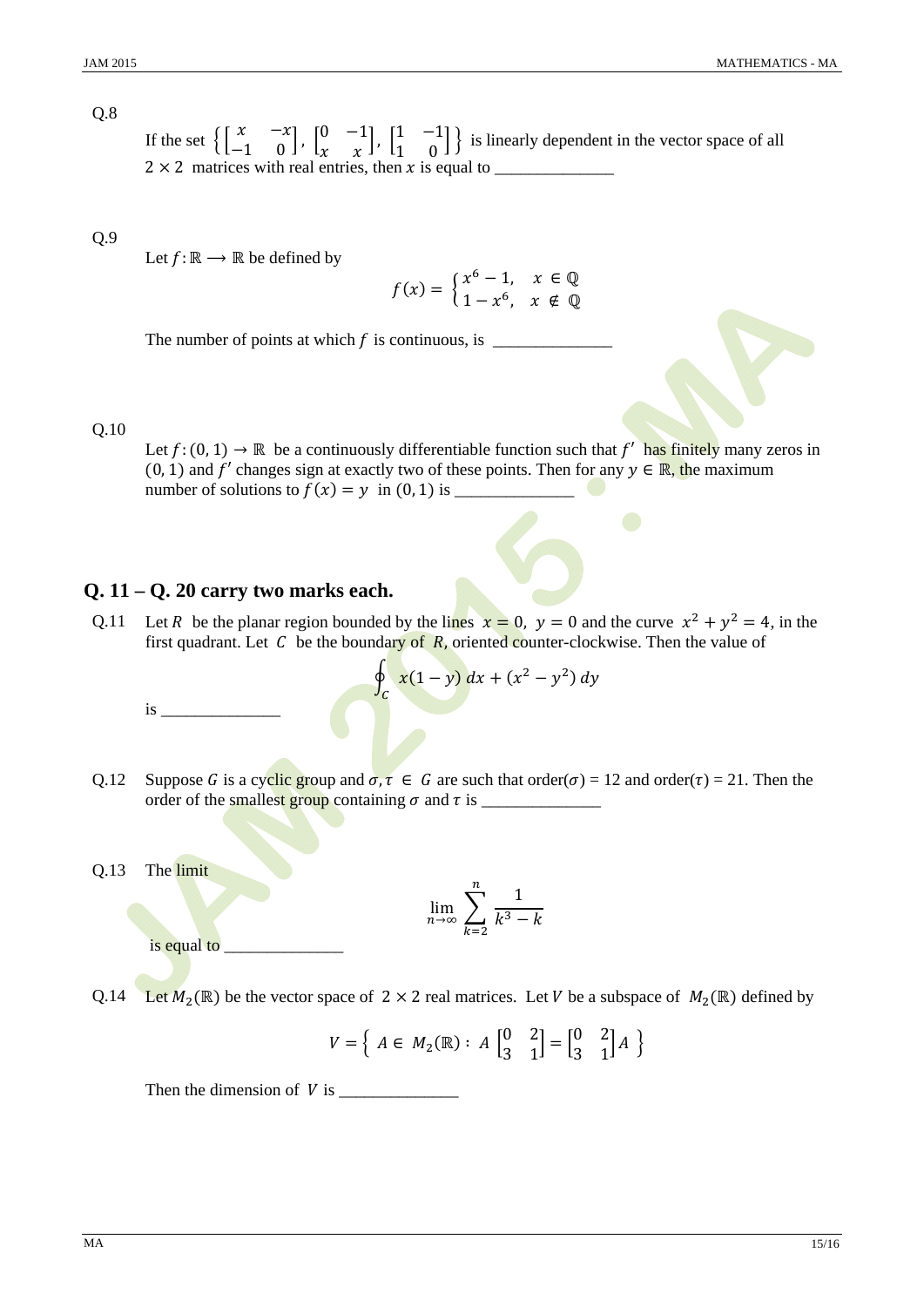Q.8

If the set $\left\{ \begin{bmatrix} x & -x \\ -1 & 0 \end{bmatrix}, \begin{bmatrix} 0 & -1 \\ x & x \end{bmatrix}, \begin{bmatrix} 1 & -1 \\ 1 & 0 \end{bmatrix} \right\}$ is linearly dependent in the vector space of all $2 \times 2$ matrices with real entries, then $x$ is equal to ______________

Q.9

Let $f : \mathbb{R} \longrightarrow \mathbb{R}$ be defined by

$$f(x) = \begin{cases} x^6 - 1, & x \in \mathbb{Q} \\ 1 - x^6, & x \notin \mathbb{Q} \end{cases}$$

The number of points at which $f$ is continuous, is ______________

Q.10

Let $f : (0, 1) \to \mathbb{R}$ be a continuously differentiable function such that $f'$ has finitely many zeros in $(0, 1)$ and $f'$ changes sign at exactly two of these points. Then for any $y \in \mathbb{R}$, the maximum number of solutions to $f(x) = y$ in $(0, 1)$ is ______________

## Q. 11 – Q. 20 carry two marks each.

Q.11 Let $R$ be the planar region bounded by the lines $x = 0$, $y = 0$ and the curve $x^2 + y^2 = 4$, in the first quadrant. Let $C$ be the boundary of $R$, oriented counter-clockwise. Then the value of

$$\oint_C x(1 - y)\,dx + (x^2 - y^2)\,dy$$

is ______________

Q.12 Suppose $G$ is a cyclic group and $\sigma, \tau \in G$ are such that order($\sigma$) = 12 and order($\tau$) = 21. Then the order of the smallest group containing $\sigma$ and $\tau$ is ______________

Q.13 The limit

$$\lim_{n \to \infty} \sum_{k=2}^{n} \frac{1}{k^3 - k}$$

is equal to ______________

Q.14 Let $M_2(\mathbb{R})$ be the vector space of $2 \times 2$ real matrices. Let $V$ be a subspace of $M_2(\mathbb{R})$ defined by

$$V = \left\{ A \in M_2(\mathbb{R}) : A \begin{bmatrix} 0 & 2 \\ 3 & 1 \end{bmatrix} = \begin{bmatrix} 0 & 2 \\ 3 & 1 \end{bmatrix} A \right\}$$

Then the dimension of $V$ is ______________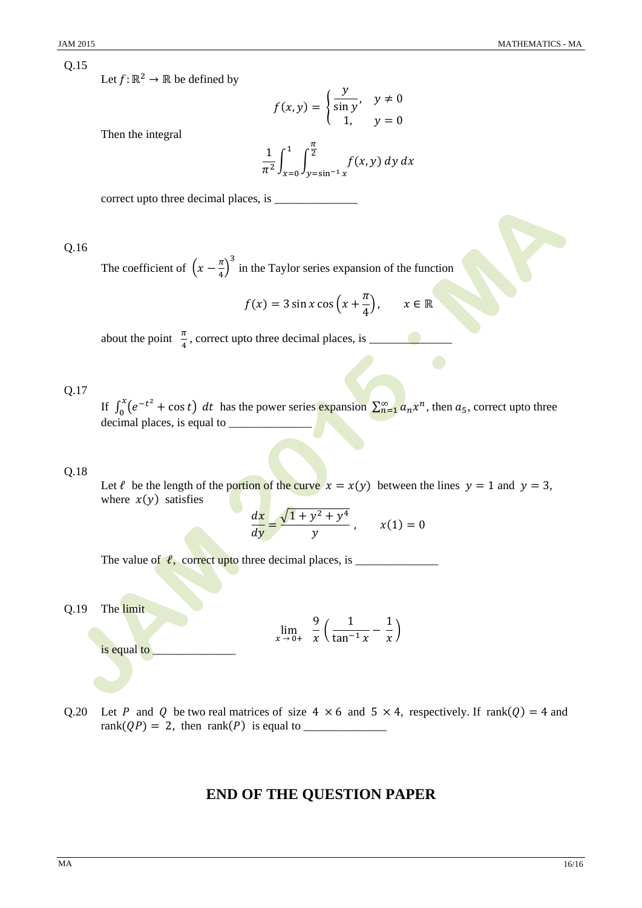Q.15

Let $f: \mathbb{R}^2 \to \mathbb{R}$ be defined by

$$f(x, y) = \begin{cases} \dfrac{y}{\sin y}, & y \neq 0 \\ 1, & y = 0 \end{cases}$$

Then the integral

$$\frac{1}{\pi^2} \int_{x=0}^{1} \int_{y=\sin^{-1} x}^{\frac{\pi}{2}} f(x, y)\, dy\, dx$$

correct upto three decimal places, is ______________

Q.16

The coefficient of $\left(x - \frac{\pi}{4}\right)^3$ in the Taylor series expansion of the function

$$f(x) = 3 \sin x \cos\left(x + \frac{\pi}{4}\right), \qquad x \in \mathbb{R}$$

about the point $\frac{\pi}{4}$, correct upto three decimal places, is ______________

Q.17

If $\int_0^x \left(e^{-t^2} + \cos t\right)\, dt$ has the power series expansion $\sum_{n=1}^{\infty} a_n x^n$, then $a_5$, correct upto three decimal places, is equal to ______________

Q.18

Let $\ell$ be the length of the portion of the curve $x = x(y)$ between the lines $y = 1$ and $y = 3$, where $x(y)$ satisfies

$$\frac{dx}{dy} = \frac{\sqrt{1 + y^2 + y^4}}{y}, \qquad x(1) = 0$$

The value of $\ell$, correct upto three decimal places, is ______________

Q.19 The limit

$$\lim_{x \to 0+} \frac{9}{x}\left(\frac{1}{\tan^{-1} x} - \frac{1}{x}\right)$$

is equal to ______________

Q.20 Let $P$ and $Q$ be two real matrices of size $4 \times 6$ and $5 \times 4$, respectively. If $\text{rank}(Q) = 4$ and $\text{rank}(QP) = 2$, then $\text{rank}(P)$ is equal to ______________

## END OF THE QUESTION PAPER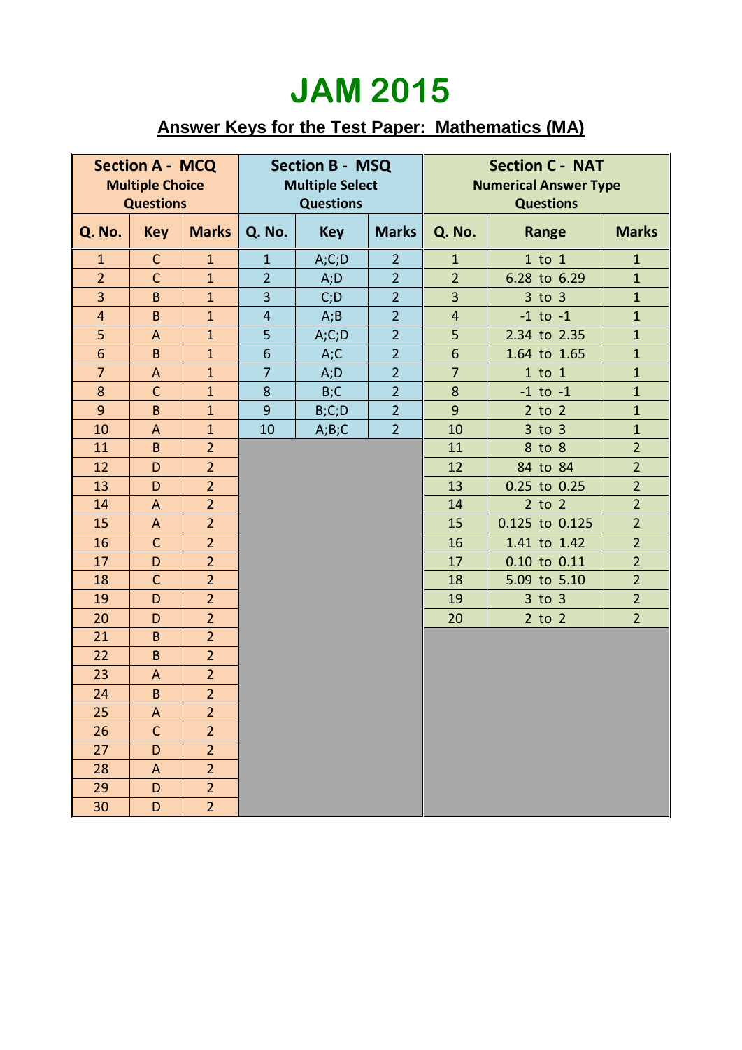# JAM 2015

## Answer Keys for the Test Paper: Mathematics (MA)

| Section A - MCQ Multiple Choice Questions | | | Section B - MSQ Multiple Select Questions | | | Section C - NAT Numerical Answer Type Questions | | |
|---|---|---|---|---|---|---|---|---|
| Q. No. | Key | Marks | Q. No. | Key | Marks | Q. No. | Range | Marks |
| 1 | C | 1 | 1 | A;C;D | 2 | 1 | 1 to 1 | 1 |
| 2 | C | 1 | 2 | A;D | 2 | 2 | 6.28 to 6.29 | 1 |
| 3 | B | 1 | 3 | C;D | 2 | 3 | 3 to 3 | 1 |
| 4 | B | 1 | 4 | A;B | 2 | 4 | -1 to -1 | 1 |
| 5 | A | 1 | 5 | A;C;D | 2 | 5 | 2.34 to 2.35 | 1 |
| 6 | B | 1 | 6 | A;C | 2 | 6 | 1.64 to 1.65 | 1 |
| 7 | A | 1 | 7 | A;D | 2 | 7 | 1 to 1 | 1 |
| 8 | C | 1 | 8 | B;C | 2 | 8 | -1 to -1 | 1 |
| 9 | B | 1 | 9 | B;C;D | 2 | 9 | 2 to 2 | 1 |
| 10 | A | 1 | 10 | A;B;C | 2 | 10 | 3 to 3 | 1 |
| 11 | B | 2 | | | | 11 | 8 to 8 | 2 |
| 12 | D | 2 | | | | 12 | 84 to 84 | 2 |
| 13 | D | 2 | | | | 13 | 0.25 to 0.25 | 2 |
| 14 | A | 2 | | | | 14 | 2 to 2 | 2 |
| 15 | A | 2 | | | | 15 | 0.125 to 0.125 | 2 |
| 16 | C | 2 | | | | 16 | 1.41 to 1.42 | 2 |
| 17 | D | 2 | | | | 17 | 0.10 to 0.11 | 2 |
| 18 | C | 2 | | | | 18 | 5.09 to 5.10 | 2 |
| 19 | D | 2 | | | | 19 | 3 to 3 | 2 |
| 20 | D | 2 | | | | 20 | 2 to 2 | 2 |
| 21 | B | 2 | | | | | | |
| 22 | B | 2 | | | | | | |
| 23 | A | 2 | | | | | | |
| 24 | B | 2 | | | | | | |
| 25 | A | 2 | | | | | | |
| 26 | C | 2 | | | | | | |
| 27 | D | 2 | | | | | | |
| 28 | A | 2 | | | | | | |
| 29 | D | 2 | | | | | | |
| 30 | D | 2 | | | | | | |